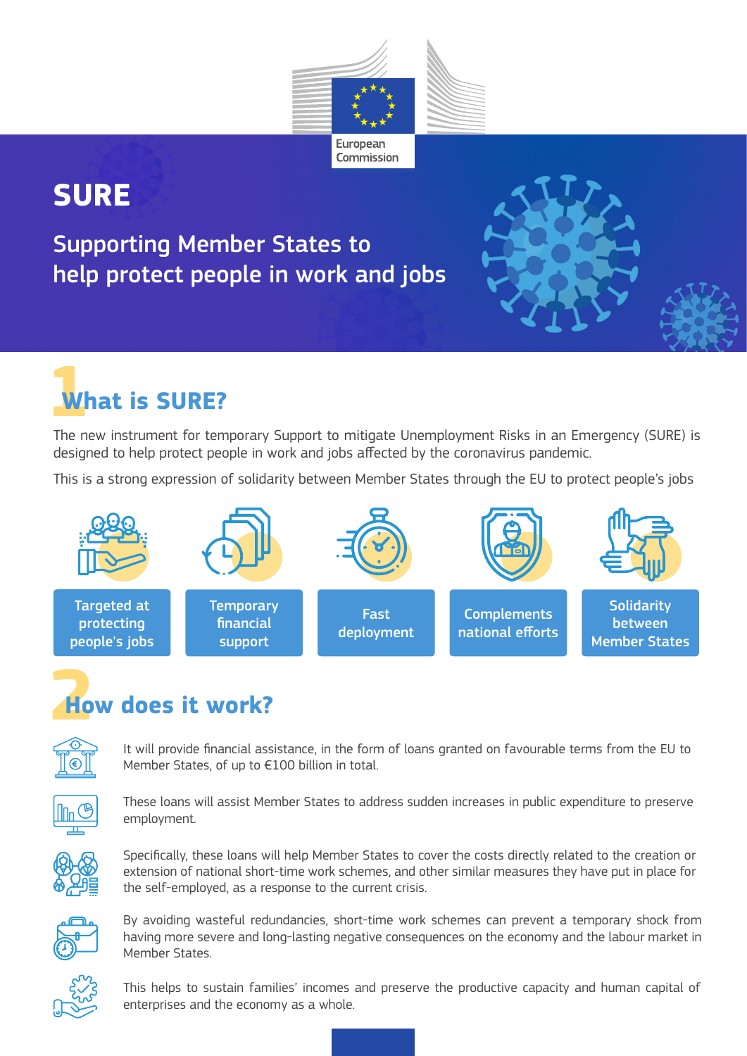European Commission

# SURE

## Supporting Member States to help protect people in work and jobs

## 1 What is SURE?

The new instrument for temporary Support to mitigate Unemployment Risks in an Emergency (SURE) is designed to help protect people in work and jobs affected by the coronavirus pandemic.

This is a strong expression of solidarity between Member States through the EU to protect people's jobs

- Targeted at protecting people's jobs
- Temporary financial support
- Fast deployment
- Complements national efforts
- Solidarity between Member States

## 2 How does it work?

It will provide financial assistance, in the form of loans granted on favourable terms from the EU to Member States, of up to €100 billion in total.

These loans will assist Member States to address sudden increases in public expenditure to preserve employment.

Specifically, these loans will help Member States to cover the costs directly related to the creation or extension of national short-time work schemes, and other similar measures they have put in place for the self-employed, as a response to the current crisis.

By avoiding wasteful redundancies, short-time work schemes can prevent a temporary shock from having more severe and long-lasting negative consequences on the economy and the labour market in Member States.

This helps to sustain families' incomes and preserve the productive capacity and human capital of enterprises and the economy as a whole.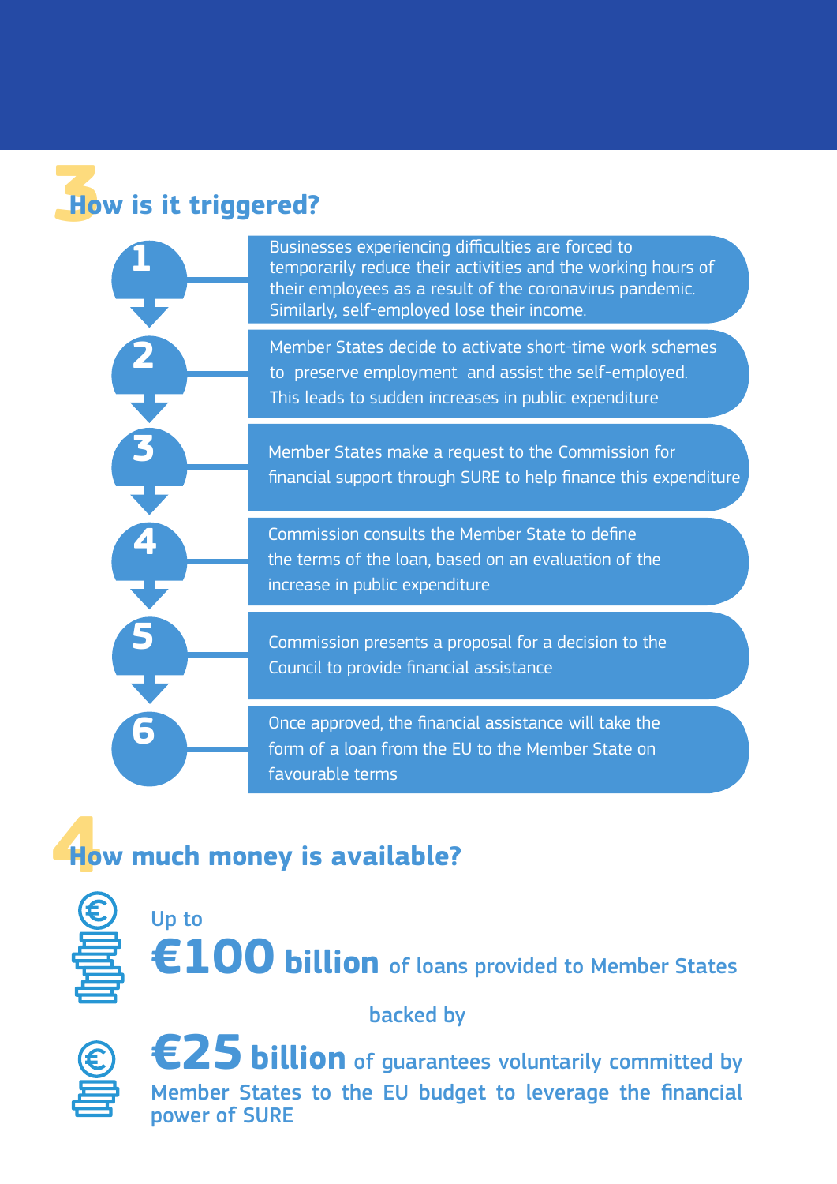## 3 How is it triggered?

1. Businesses experiencing difficulties are forced to temporarily reduce their activities and the working hours of their employees as a result of the coronavirus pandemic. Similarly, self-employed lose their income.
2. Member States decide to activate short-time work schemes to preserve employment and assist the self-employed. This leads to sudden increases in public expenditure
3. Member States make a request to the Commission for financial support through SURE to help finance this expenditure
4. Commission consults the Member State to define the terms of the loan, based on an evaluation of the increase in public expenditure
5. Commission presents a proposal for a decision to the Council to provide financial assistance
6. Once approved, the financial assistance will take the form of a loan from the EU to the Member State on favourable terms

## 4 How much money is available?

Up to

**€100 billion** of loans provided to Member States

backed by

**€25 billion** of guarantees voluntarily committed by Member States to the EU budget to leverage the financial power of SURE